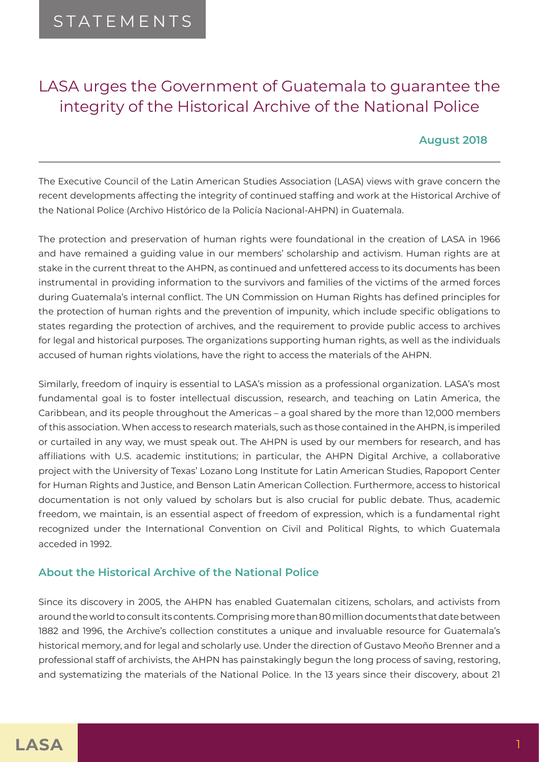STATEMENTS

# LASA urges the Government of Guatemala to guarantee the integrity of the Historical Archive of the National Police

**August 2018**

The Executive Council of the Latin American Studies Association (LASA) views with grave concern the recent developments affecting the integrity of continued staffing and work at the Historical Archive of the National Police (Archivo Histórico de la Policía Nacional-AHPN) in Guatemala.

The protection and preservation of human rights were foundational in the creation of LASA in 1966 and have remained a guiding value in our members' scholarship and activism. Human rights are at stake in the current threat to the AHPN, as continued and unfettered access to its documents has been instrumental in providing information to the survivors and families of the victims of the armed forces during Guatemala's internal conflict. The UN Commission on Human Rights has defined principles for the protection of human rights and the prevention of impunity, which include specific obligations to states regarding the protection of archives, and the requirement to provide public access to archives for legal and historical purposes. The organizations supporting human rights, as well as the individuals accused of human rights violations, have the right to access the materials of the AHPN.

Similarly, freedom of inquiry is essential to LASA's mission as a professional organization. LASA's most fundamental goal is to foster intellectual discussion, research, and teaching on Latin America, the Caribbean, and its people throughout the Americas – a goal shared by the more than 12,000 members of this association. When access to research materials, such as those contained in the AHPN, is imperiled or curtailed in any way, we must speak out. The AHPN is used by our members for research, and has affiliations with U.S. academic institutions; in particular, the AHPN Digital Archive, a collaborative project with the University of Texas' Lozano Long Institute for Latin American Studies, Rapoport Center for Human Rights and Justice, and Benson Latin American Collection. Furthermore, access to historical documentation is not only valued by scholars but is also crucial for public debate. Thus, academic freedom, we maintain, is an essential aspect of freedom of expression, which is a fundamental right recognized under the International Convention on Civil and Political Rights, to which Guatemala acceded in 1992.

## About the Historical Archive of the National Police

Since its discovery in 2005, the AHPN has enabled Guatemalan citizens, scholars, and activists from around the world to consult its contents. Comprising more than 80 million documents that date between 1882 and 1996, the Archive's collection constitutes a unique and invaluable resource for Guatemala's historical memory, and for legal and scholarly use. Under the direction of Gustavo Meoño Brenner and a professional staff of archivists, the AHPN has painstakingly begun the long process of saving, restoring, and systematizing the materials of the National Police. In the 13 years since their discovery, about 21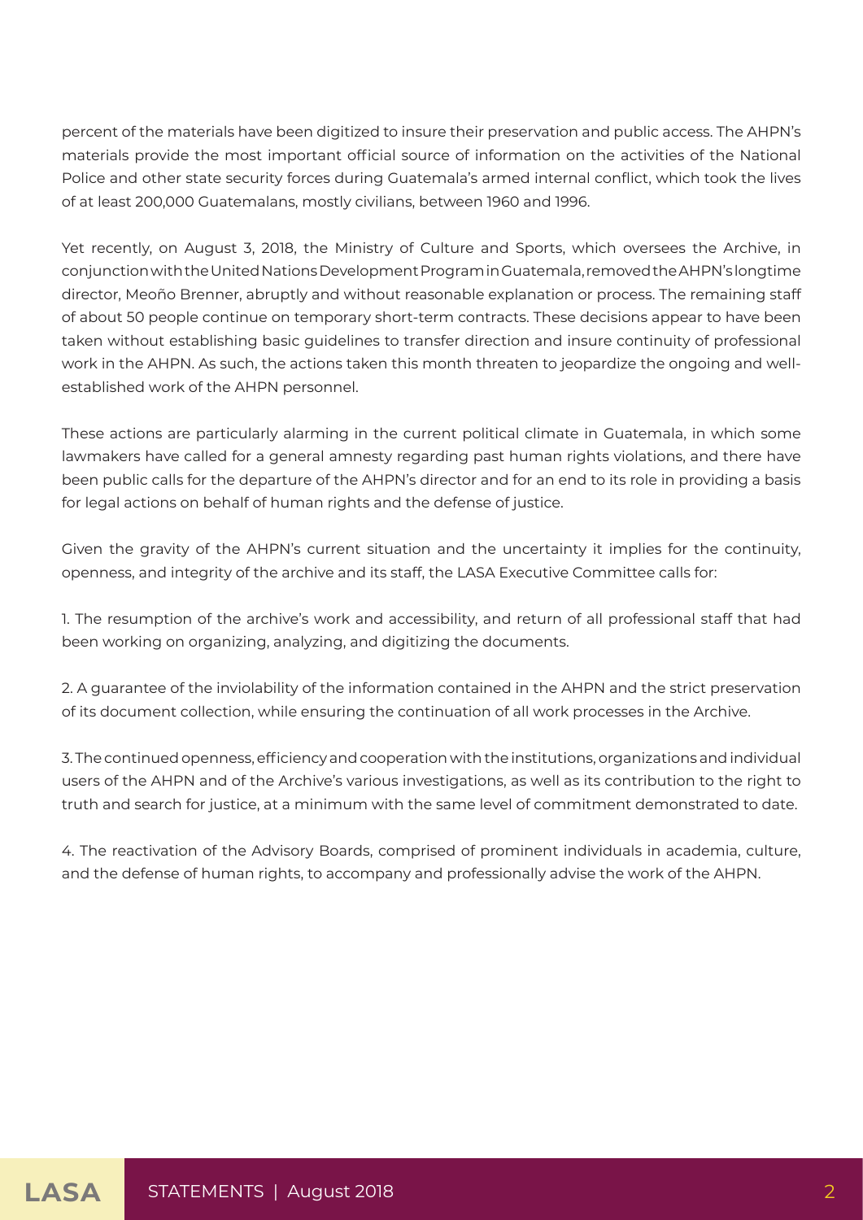percent of the materials have been digitized to insure their preservation and public access. The AHPN's materials provide the most important official source of information on the activities of the National Police and other state security forces during Guatemala's armed internal conflict, which took the lives of at least 200,000 Guatemalans, mostly civilians, between 1960 and 1996.

Yet recently, on August 3, 2018, the Ministry of Culture and Sports, which oversees the Archive, in conjunction with the United Nations Development Program in Guatemala, removed the AHPN's longtime director, Meoño Brenner, abruptly and without reasonable explanation or process. The remaining staff of about 50 people continue on temporary short-term contracts. These decisions appear to have been taken without establishing basic guidelines to transfer direction and insure continuity of professional work in the AHPN. As such, the actions taken this month threaten to jeopardize the ongoing and well-established work of the AHPN personnel.

These actions are particularly alarming in the current political climate in Guatemala, in which some lawmakers have called for a general amnesty regarding past human rights violations, and there have been public calls for the departure of the AHPN's director and for an end to its role in providing a basis for legal actions on behalf of human rights and the defense of justice.

Given the gravity of the AHPN's current situation and the uncertainty it implies for the continuity, openness, and integrity of the archive and its staff, the LASA Executive Committee calls for:

1. The resumption of the archive's work and accessibility, and return of all professional staff that had been working on organizing, analyzing, and digitizing the documents.

2. A guarantee of the inviolability of the information contained in the AHPN and the strict preservation of its document collection, while ensuring the continuation of all work processes in the Archive.

3. The continued openness, efficiency and cooperation with the institutions, organizations and individual users of the AHPN and of the Archive's various investigations, as well as its contribution to the right to truth and search for justice, at a minimum with the same level of commitment demonstrated to date.

4. The reactivation of the Advisory Boards, comprised of prominent individuals in academia, culture, and the defense of human rights, to accompany and professionally advise the work of the AHPN.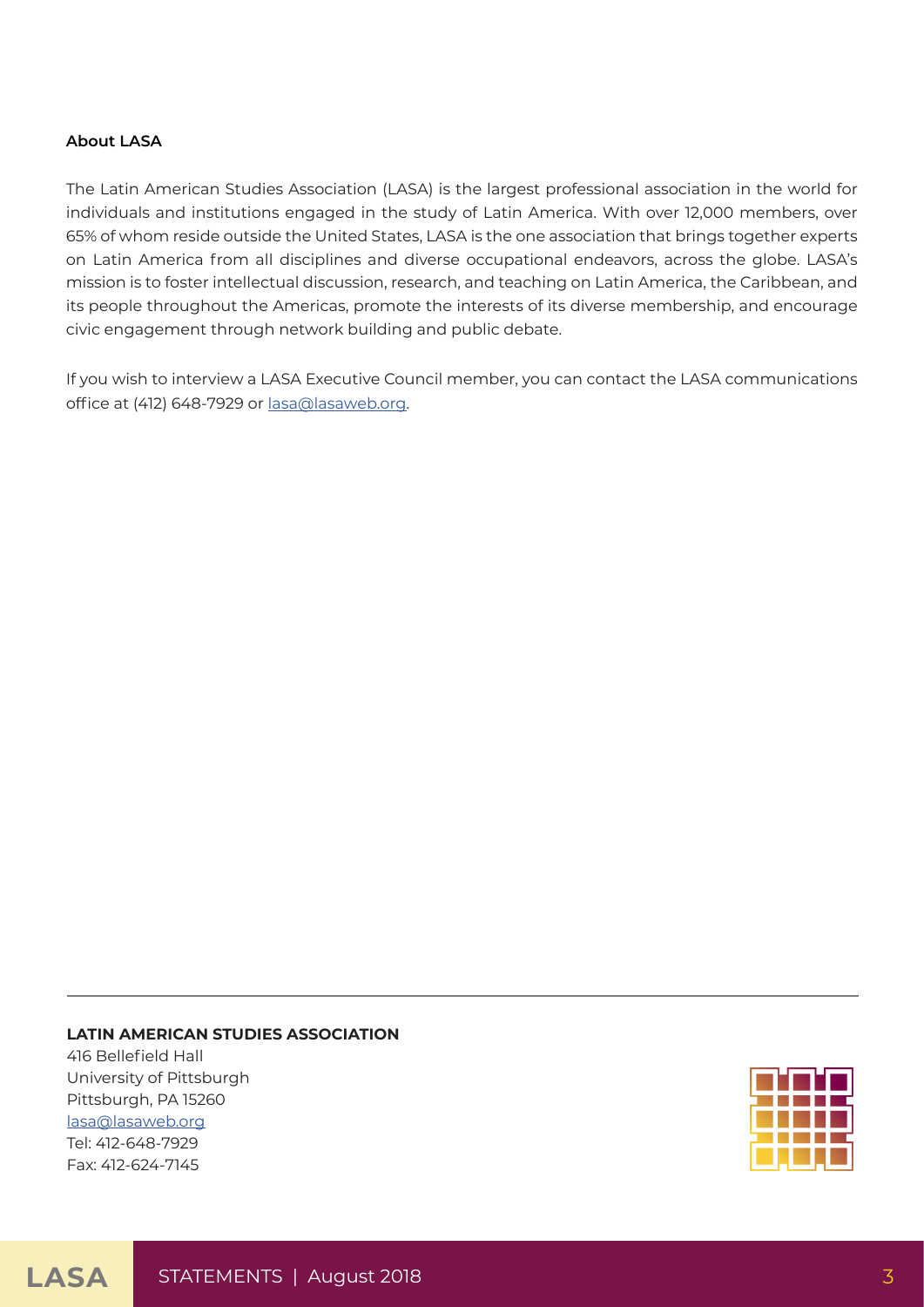**About LASA**

The Latin American Studies Association (LASA) is the largest professional association in the world for individuals and institutions engaged in the study of Latin America. With over 12,000 members, over 65% of whom reside outside the United States, LASA is the one association that brings together experts on Latin America from all disciplines and diverse occupational endeavors, across the globe. LASA's mission is to foster intellectual discussion, research, and teaching on Latin America, the Caribbean, and its people throughout the Americas, promote the interests of its diverse membership, and encourage civic engagement through network building and public debate.

If you wish to interview a LASA Executive Council member, you can contact the LASA communications office at (412) 648-7929 or lasa@lasaweb.org.

---

**LATIN AMERICAN STUDIES ASSOCIATION**
416 Bellefield Hall
University of Pittsburgh
Pittsburgh, PA 15260
lasa@lasaweb.org
Tel: 412-648-7929
Fax: 412-624-7145